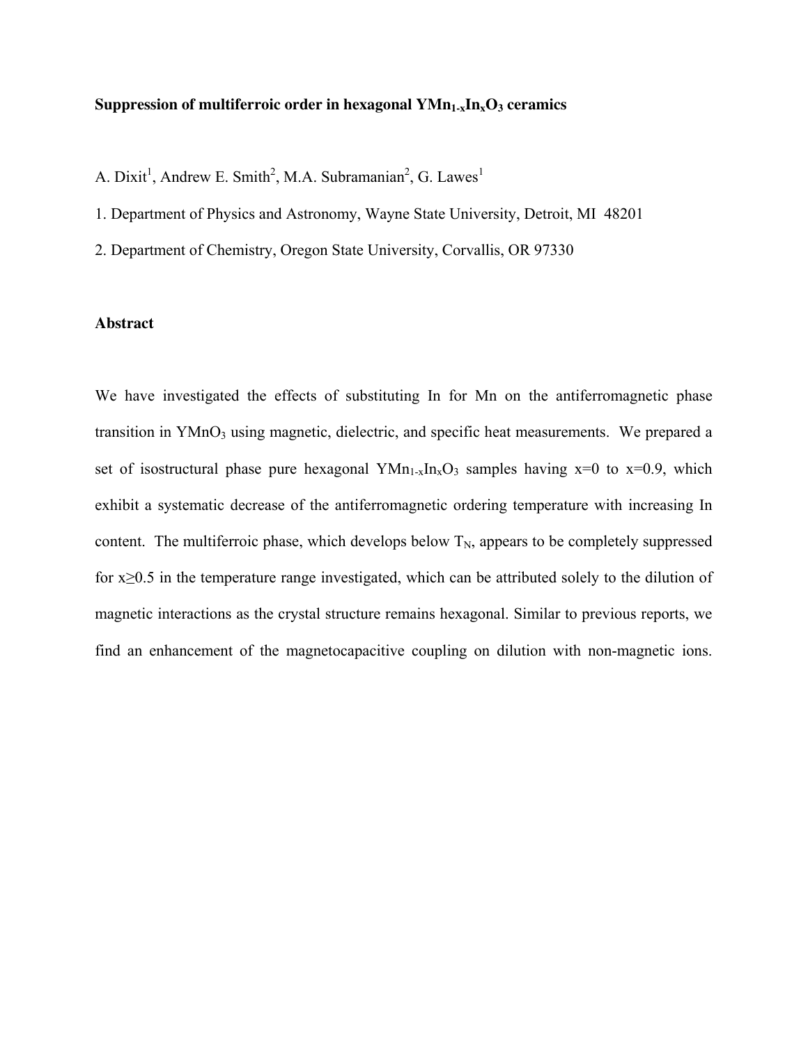# Suppression of multiferroic order in hexagonal $YMn_{1-x}In_xO_3$ ceramics

A. Dixit[1], Andrew E. Smith[2], M.A. Subramanian[2], G. Lawes[1]

1. Department of Physics and Astronomy, Wayne State University, Detroit, MI 48201
2. Department of Chemistry, Oregon State University, Corvallis, OR 97330

## Abstract

We have investigated the effects of substituting In for Mn on the antiferromagnetic phase transition in $YMnO_3$ using magnetic, dielectric, and specific heat measurements. We prepared a set of isostructural phase pure hexagonal $YMn_{1-x}In_xO_3$ samples having x=0 to x=0.9, which exhibit a systematic decrease of the antiferromagnetic ordering temperature with increasing In content. The multiferroic phase, which develops below $T_N$, appears to be completely suppressed for $x \geq 0.5$ in the temperature range investigated, which can be attributed solely to the dilution of magnetic interactions as the crystal structure remains hexagonal. Similar to previous reports, we find an enhancement of the magnetocapacitive coupling on dilution with non-magnetic ions.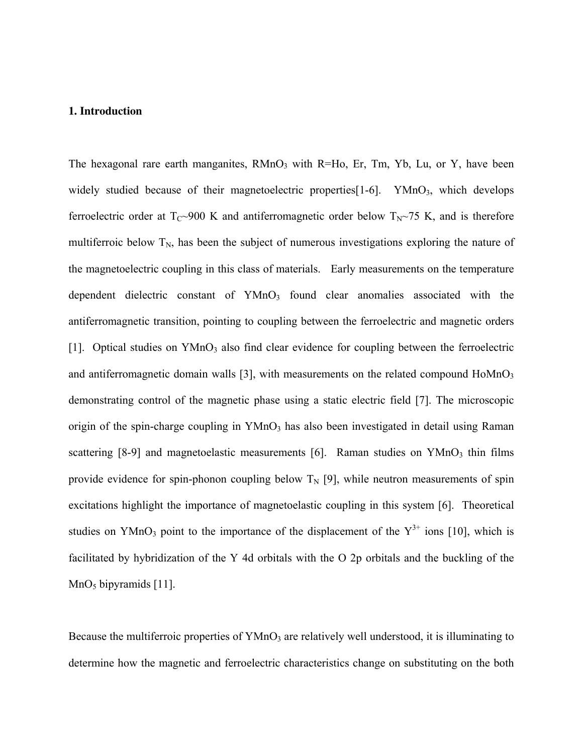## 1. Introduction

The hexagonal rare earth manganites, $RMnO_3$ with R=Ho, Er, Tm, Yb, Lu, or Y, have been widely studied because of their magnetoelectric properties[1-6]. $YMnO_3$, which develops ferroelectric order at $T_C$~900 K and antiferromagnetic order below $T_N$~75 K, and is therefore multiferroic below $T_N$, has been the subject of numerous investigations exploring the nature of the magnetoelectric coupling in this class of materials. Early measurements on the temperature dependent dielectric constant of $YMnO_3$ found clear anomalies associated with the antiferromagnetic transition, pointing to coupling between the ferroelectric and magnetic orders [1]. Optical studies on $YMnO_3$ also find clear evidence for coupling between the ferroelectric and antiferromagnetic domain walls [3], with measurements on the related compound $HoMnO_3$ demonstrating control of the magnetic phase using a static electric field [7]. The microscopic origin of the spin-charge coupling in $YMnO_3$ has also been investigated in detail using Raman scattering [8-9] and magnetoelastic measurements [6]. Raman studies on $YMnO_3$ thin films provide evidence for spin-phonon coupling below $T_N$ [9], while neutron measurements of spin excitations highlight the importance of magnetoelastic coupling in this system [6]. Theoretical studies on $YMnO_3$ point to the importance of the displacement of the $Y^{3+}$ ions [10], which is facilitated by hybridization of the Y 4d orbitals with the O 2p orbitals and the buckling of the $MnO_5$ bipyramids [11].

Because the multiferroic properties of $YMnO_3$ are relatively well understood, it is illuminating to determine how the magnetic and ferroelectric characteristics change on substituting on the both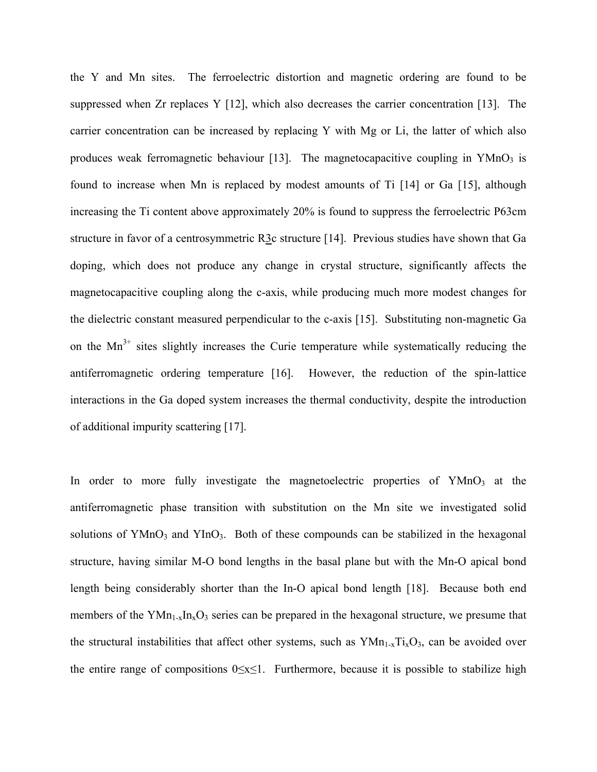the Y and Mn sites. The ferroelectric distortion and magnetic ordering are found to be suppressed when Zr replaces Y [12], which also decreases the carrier concentration [13]. The carrier concentration can be increased by replacing Y with Mg or Li, the latter of which also produces weak ferromagnetic behaviour [13]. The magnetocapacitive coupling in $YMnO_3$ is found to increase when Mn is replaced by modest amounts of Ti [14] or Ga [15], although increasing the Ti content above approximately 20% is found to suppress the ferroelectric P63cm structure in favor of a centrosymmetric $R\bar{3}c$ structure [14]. Previous studies have shown that Ga doping, which does not produce any change in crystal structure, significantly affects the magnetocapacitive coupling along the c-axis, while producing much more modest changes for the dielectric constant measured perpendicular to the c-axis [15]. Substituting non-magnetic Ga on the $Mn^{3+}$ sites slightly increases the Curie temperature while systematically reducing the antiferromagnetic ordering temperature [16]. However, the reduction of the spin-lattice interactions in the Ga doped system increases the thermal conductivity, despite the introduction of additional impurity scattering [17].

In order to more fully investigate the magnetoelectric properties of $YMnO_3$ at the antiferromagnetic phase transition with substitution on the Mn site we investigated solid solutions of $YMnO_3$ and $YInO_3$. Both of these compounds can be stabilized in the hexagonal structure, having similar M-O bond lengths in the basal plane but with the Mn-O apical bond length being considerably shorter than the In-O apical bond length [18]. Because both end members of the $YMn_{1-x}In_xO_3$ series can be prepared in the hexagonal structure, we presume that the structural instabilities that affect other systems, such as $YMn_{1-x}Ti_xO_3$, can be avoided over the entire range of compositions $0 \leq x \leq 1$. Furthermore, because it is possible to stabilize high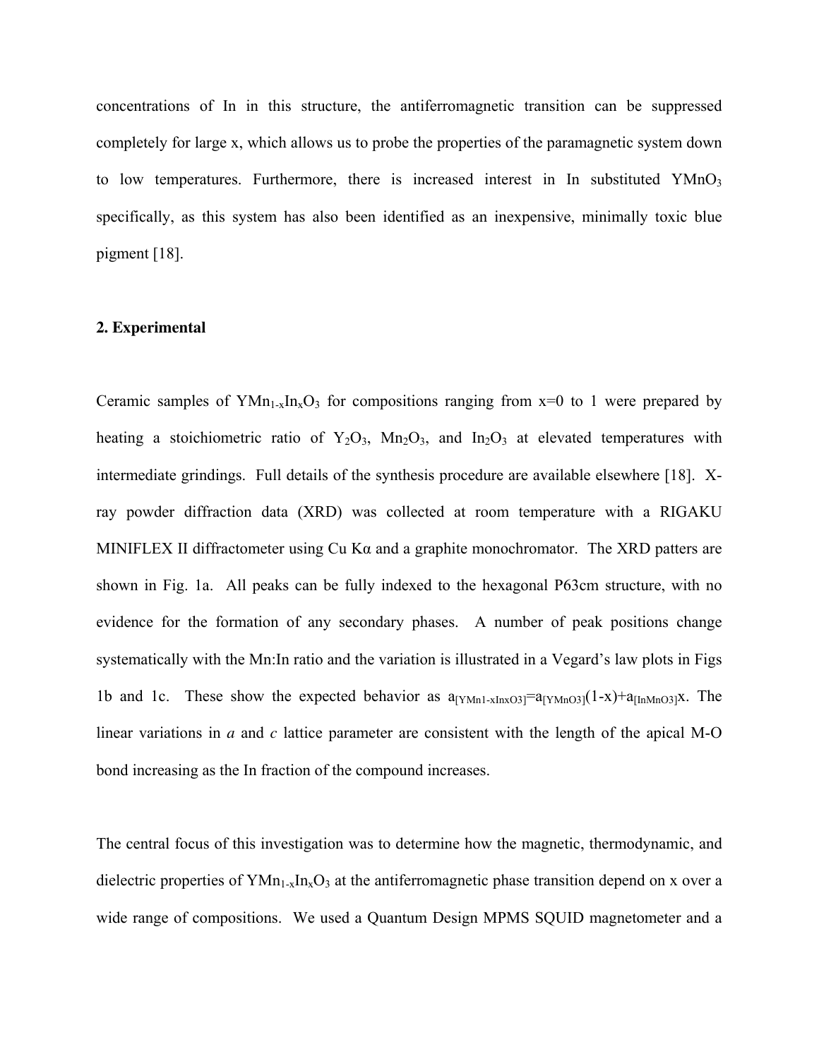concentrations of In in this structure, the antiferromagnetic transition can be suppressed completely for large x, which allows us to probe the properties of the paramagnetic system down to low temperatures. Furthermore, there is increased interest in In substituted $YMnO_3$ specifically, as this system has also been identified as an inexpensive, minimally toxic blue pigment [18].

## 2. Experimental

Ceramic samples of $YMn_{1-x}In_xO_3$ for compositions ranging from x=0 to 1 were prepared by heating a stoichiometric ratio of $Y_2O_3$, $Mn_2O_3$, and $In_2O_3$ at elevated temperatures with intermediate grindings. Full details of the synthesis procedure are available elsewhere [18]. X-ray powder diffraction data (XRD) was collected at room temperature with a RIGAKU MINIFLEX II diffractometer using Cu Kα and a graphite monochromator. The XRD patters are shown in Fig. 1a. All peaks can be fully indexed to the hexagonal P63cm structure, with no evidence for the formation of any secondary phases. A number of peak positions change systematically with the Mn:In ratio and the variation is illustrated in a Vegard's law plots in Figs 1b and 1c. These show the expected behavior as $a_{[YMn1-xInxO3]}=a_{[YMnO3]}(1-x)+a_{[InMnO3]}x$. The linear variations in *a* and *c* lattice parameter are consistent with the length of the apical M-O bond increasing as the In fraction of the compound increases.

The central focus of this investigation was to determine how the magnetic, thermodynamic, and dielectric properties of $YMn_{1-x}In_xO_3$ at the antiferromagnetic phase transition depend on x over a wide range of compositions. We used a Quantum Design MPMS SQUID magnetometer and a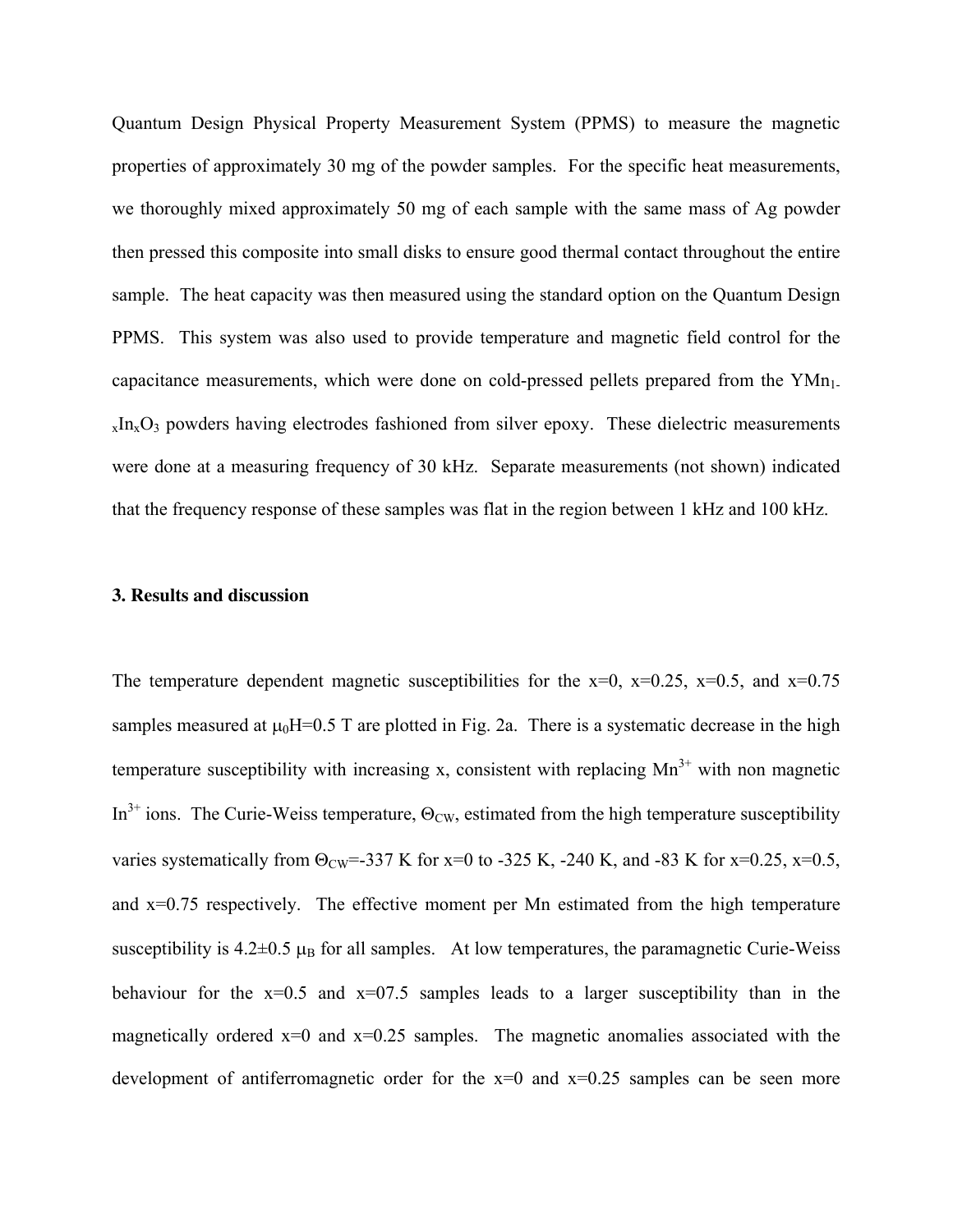Quantum Design Physical Property Measurement System (PPMS) to measure the magnetic properties of approximately 30 mg of the powder samples. For the specific heat measurements, we thoroughly mixed approximately 50 mg of each sample with the same mass of Ag powder then pressed this composite into small disks to ensure good thermal contact throughout the entire sample. The heat capacity was then measured using the standard option on the Quantum Design PPMS. This system was also used to provide temperature and magnetic field control for the capacitance measurements, which were done on cold-pressed pellets prepared from the $YMn_{1-x}In_xO_3$ powders having electrodes fashioned from silver epoxy. These dielectric measurements were done at a measuring frequency of 30 kHz. Separate measurements (not shown) indicated that the frequency response of these samples was flat in the region between 1 kHz and 100 kHz.

### 3. Results and discussion

The temperature dependent magnetic susceptibilities for the x=0, x=0.25, x=0.5, and x=0.75 samples measured at $\mu_0H$=0.5 T are plotted in Fig. 2a. There is a systematic decrease in the high temperature susceptibility with increasing x, consistent with replacing $Mn^{3+}$ with non magnetic $In^{3+}$ ions. The Curie-Weiss temperature, $\Theta_{CW}$, estimated from the high temperature susceptibility varies systematically from $\Theta_{CW}$=-337 K for x=0 to -325 K, -240 K, and -83 K for x=0.25, x=0.5, and x=0.75 respectively. The effective moment per Mn estimated from the high temperature susceptibility is 4.2±0.5 $\mu_B$ for all samples. At low temperatures, the paramagnetic Curie-Weiss behaviour for the x=0.5 and x=07.5 samples leads to a larger susceptibility than in the magnetically ordered x=0 and x=0.25 samples. The magnetic anomalies associated with the development of antiferromagnetic order for the x=0 and x=0.25 samples can be seen more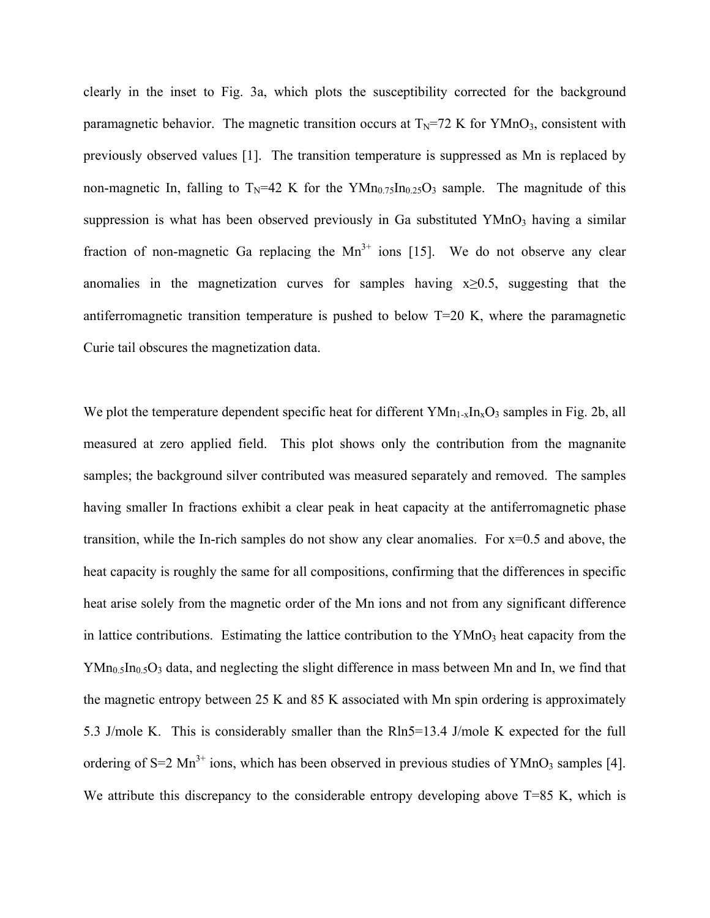clearly in the inset to Fig. 3a, which plots the susceptibility corrected for the background paramagnetic behavior. The magnetic transition occurs at $T_N$=72 K for $YMnO_3$, consistent with previously observed values [1]. The transition temperature is suppressed as Mn is replaced by non-magnetic In, falling to $T_N$=42 K for the $YMn_{0.75}In_{0.25}O_3$ sample. The magnitude of this suppression is what has been observed previously in Ga substituted $YMnO_3$ having a similar fraction of non-magnetic Ga replacing the $Mn^{3+}$ ions [15]. We do not observe any clear anomalies in the magnetization curves for samples having $x \geq 0.5$, suggesting that the antiferromagnetic transition temperature is pushed to below T=20 K, where the paramagnetic Curie tail obscures the magnetization data.

We plot the temperature dependent specific heat for different $YMn_{1-x}In_xO_3$ samples in Fig. 2b, all measured at zero applied field. This plot shows only the contribution from the magnanite samples; the background silver contributed was measured separately and removed. The samples having smaller In fractions exhibit a clear peak in heat capacity at the antiferromagnetic phase transition, while the In-rich samples do not show any clear anomalies. For x=0.5 and above, the heat capacity is roughly the same for all compositions, confirming that the differences in specific heat arise solely from the magnetic order of the Mn ions and not from any significant difference in lattice contributions. Estimating the lattice contribution to the $YMnO_3$ heat capacity from the $YMn_{0.5}In_{0.5}O_3$ data, and neglecting the slight difference in mass between Mn and In, we find that the magnetic entropy between 25 K and 85 K associated with Mn spin ordering is approximately 5.3 J/mole K. This is considerably smaller than the $R\ln5$=13.4 J/mole K expected for the full ordering of S=2 $Mn^{3+}$ ions, which has been observed in previous studies of $YMnO_3$ samples [4]. We attribute this discrepancy to the considerable entropy developing above T=85 K, which is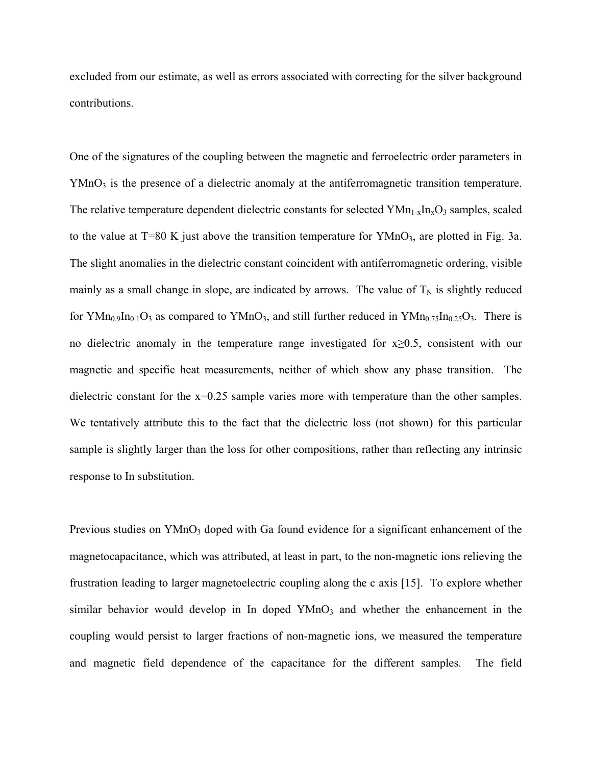excluded from our estimate, as well as errors associated with correcting for the silver background contributions.

One of the signatures of the coupling between the magnetic and ferroelectric order parameters in $YMnO_3$ is the presence of a dielectric anomaly at the antiferromagnetic transition temperature. The relative temperature dependent dielectric constants for selected $YMn_{1-x}In_xO_3$ samples, scaled to the value at T=80 K just above the transition temperature for $YMnO_3$, are plotted in Fig. 3a. The slight anomalies in the dielectric constant coincident with antiferromagnetic ordering, visible mainly as a small change in slope, are indicated by arrows. The value of $T_N$ is slightly reduced for $YMn_{0.9}In_{0.1}O_3$ as compared to $YMnO_3$, and still further reduced in $YMn_{0.75}In_{0.25}O_3$. There is no dielectric anomaly in the temperature range investigated for $x \geq 0.5$, consistent with our magnetic and specific heat measurements, neither of which show any phase transition. The dielectric constant for the x=0.25 sample varies more with temperature than the other samples. We tentatively attribute this to the fact that the dielectric loss (not shown) for this particular sample is slightly larger than the loss for other compositions, rather than reflecting any intrinsic response to In substitution.

Previous studies on $YMnO_3$ doped with Ga found evidence for a significant enhancement of the magnetocapacitance, which was attributed, at least in part, to the non-magnetic ions relieving the frustration leading to larger magnetoelectric coupling along the c axis [15]. To explore whether similar behavior would develop in In doped $YMnO_3$ and whether the enhancement in the coupling would persist to larger fractions of non-magnetic ions, we measured the temperature and magnetic field dependence of the capacitance for the different samples. The field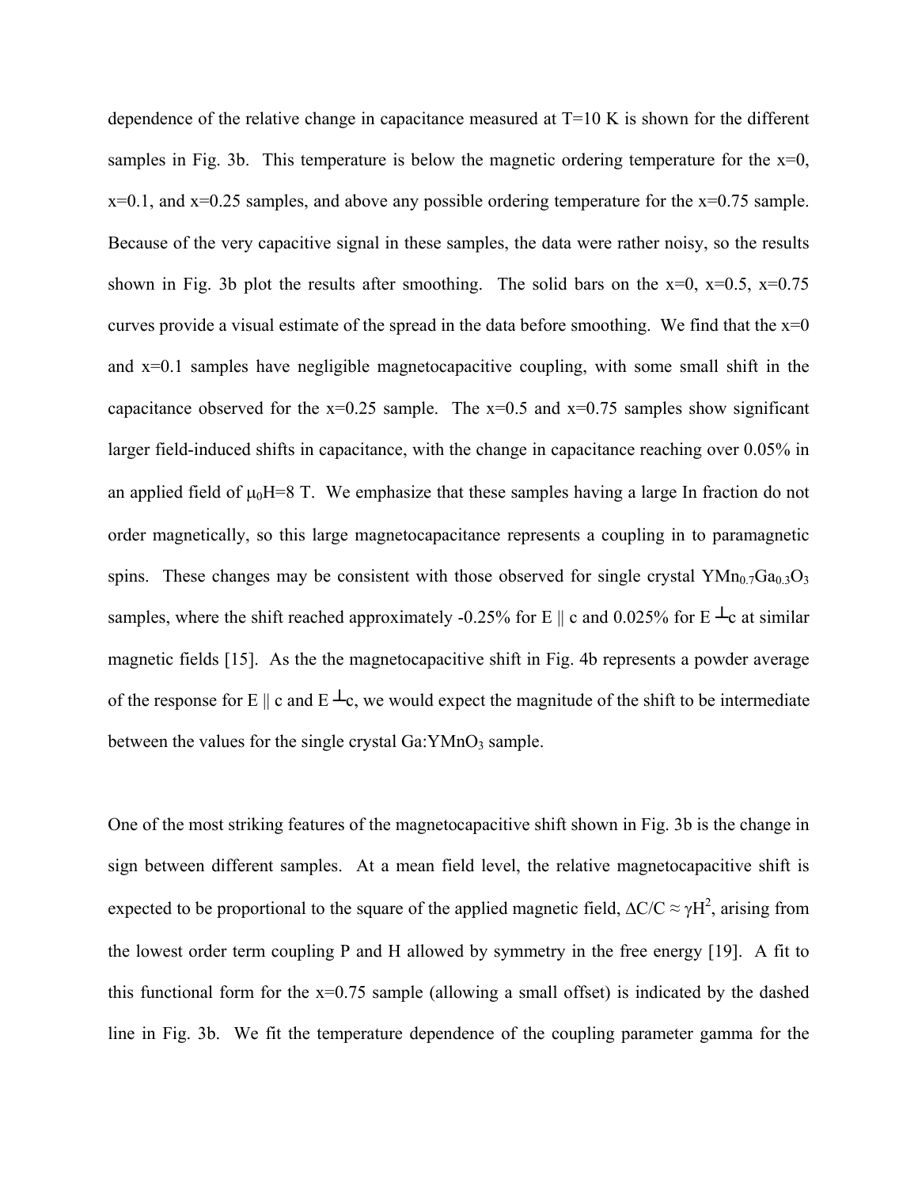dependence of the relative change in capacitance measured at T=10 K is shown for the different samples in Fig. 3b. This temperature is below the magnetic ordering temperature for the x=0, x=0.1, and x=0.25 samples, and above any possible ordering temperature for the x=0.75 sample. Because of the very capacitive signal in these samples, the data were rather noisy, so the results shown in Fig. 3b plot the results after smoothing. The solid bars on the x=0, x=0.5, x=0.75 curves provide a visual estimate of the spread in the data before smoothing. We find that the x=0 and x=0.1 samples have negligible magnetocapacitive coupling, with some small shift in the capacitance observed for the x=0.25 sample. The x=0.5 and x=0.75 samples show significant larger field-induced shifts in capacitance, with the change in capacitance reaching over 0.05% in an applied field of $\mu_0H$=8 T. We emphasize that these samples having a large In fraction do not order magnetically, so this large magnetocapacitance represents a coupling in to paramagnetic spins. These changes may be consistent with those observed for single crystal $YMn_{0.7}Ga_{0.3}O_3$ samples, where the shift reached approximately -0.25% for E || c and 0.025% for E ⊥c at similar magnetic fields [15]. As the the magnetocapacitive shift in Fig. 4b represents a powder average of the response for E || c and E ⊥c, we would expect the magnitude of the shift to be intermediate between the values for the single crystal Ga:$YMnO_3$ sample.

One of the most striking features of the magnetocapacitive shift shown in Fig. 3b is the change in sign between different samples. At a mean field level, the relative magnetocapacitive shift is expected to be proportional to the square of the applied magnetic field, $\Delta C/C \approx \gamma H^2$, arising from the lowest order term coupling P and H allowed by symmetry in the free energy [19]. A fit to this functional form for the x=0.75 sample (allowing a small offset) is indicated by the dashed line in Fig. 3b. We fit the temperature dependence of the coupling parameter gamma for the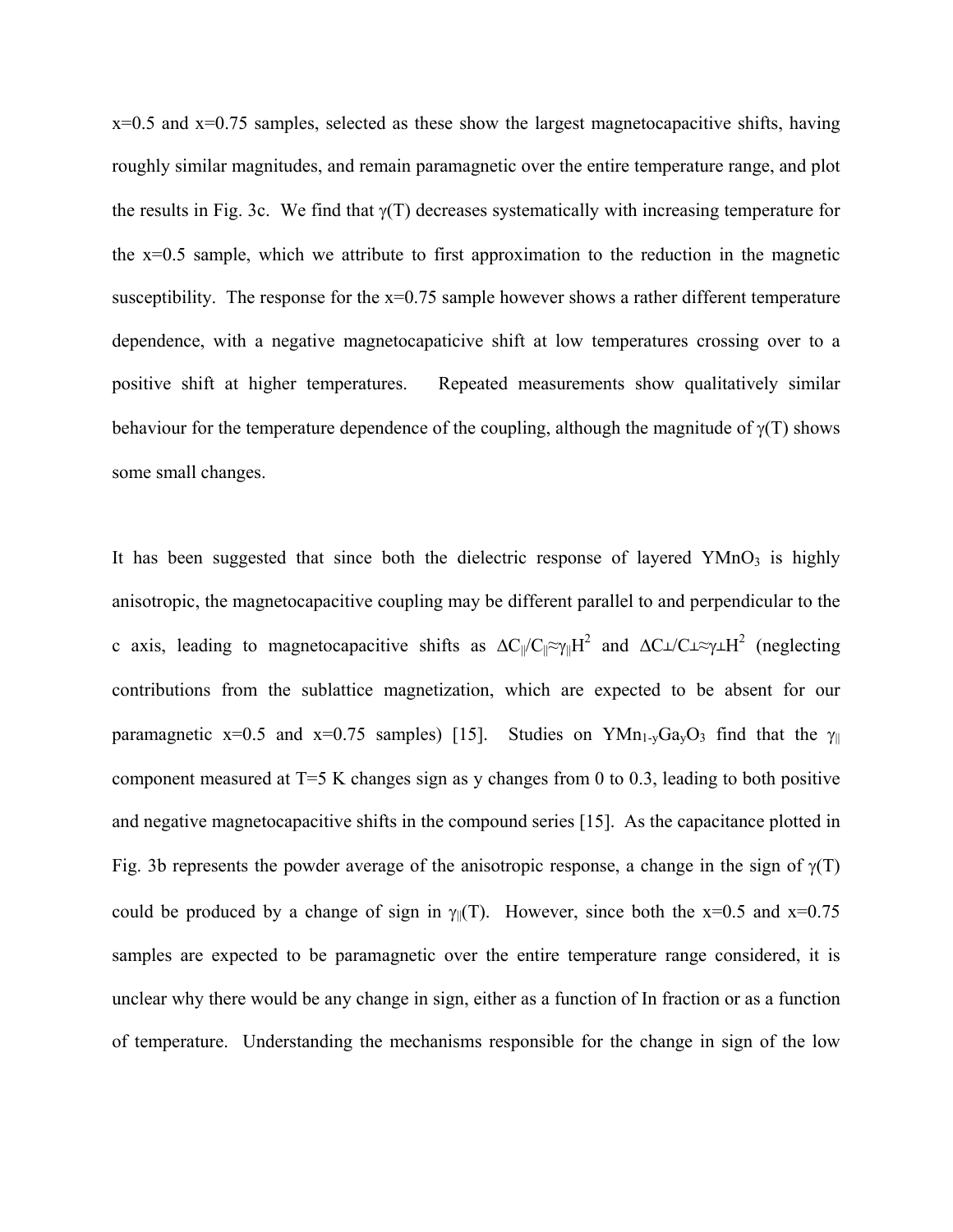x=0.5 and x=0.75 samples, selected as these show the largest magnetocapacitive shifts, having roughly similar magnitudes, and remain paramagnetic over the entire temperature range, and plot the results in Fig. 3c. We find that $\gamma(T)$ decreases systematically with increasing temperature for the x=0.5 sample, which we attribute to first approximation to the reduction in the magnetic susceptibility. The response for the x=0.75 sample however shows a rather different temperature dependence, with a negative magnetocapaticive shift at low temperatures crossing over to a positive shift at higher temperatures. Repeated measurements show qualitatively similar behaviour for the temperature dependence of the coupling, although the magnitude of $\gamma(T)$ shows some small changes.

It has been suggested that since both the dielectric response of layered $YMnO_3$ is highly anisotropic, the magnetocapacitive coupling may be different parallel to and perpendicular to the c axis, leading to magnetocapacitive shifts as $\Delta C_{\parallel}/C_{\parallel} \approx \gamma_{\parallel} H^2$ and $\Delta C_{\perp}/C_{\perp} \approx \gamma_{\perp} H^2$ (neglecting contributions from the sublattice magnetization, which are expected to be absent for our paramagnetic x=0.5 and x=0.75 samples) [15]. Studies on $YMn_{1-y}Ga_yO_3$ find that the $\gamma_{\parallel}$ component measured at T=5 K changes sign as y changes from 0 to 0.3, leading to both positive and negative magnetocapacitive shifts in the compound series [15]. As the capacitance plotted in Fig. 3b represents the powder average of the anisotropic response, a change in the sign of $\gamma(T)$ could be produced by a change of sign in $\gamma_{\parallel}(T)$. However, since both the x=0.5 and x=0.75 samples are expected to be paramagnetic over the entire temperature range considered, it is unclear why there would be any change in sign, either as a function of In fraction or as a function of temperature. Understanding the mechanisms responsible for the change in sign of the low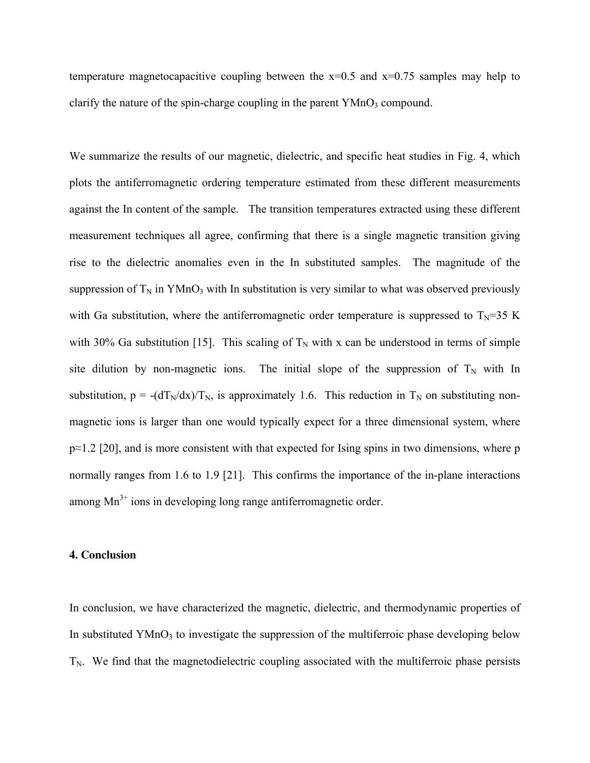temperature magnetocapacitive coupling between the x=0.5 and x=0.75 samples may help to clarify the nature of the spin-charge coupling in the parent $YMnO_3$ compound.

We summarize the results of our magnetic, dielectric, and specific heat studies in Fig. 4, which plots the antiferromagnetic ordering temperature estimated from these different measurements against the In content of the sample. The transition temperatures extracted using these different measurement techniques all agree, confirming that there is a single magnetic transition giving rise to the dielectric anomalies even in the In substituted samples. The magnitude of the suppression of $T_N$ in $YMnO_3$ with In substitution is very similar to what was observed previously with Ga substitution, where the antiferromagnetic order temperature is suppressed to $T_N$=35 K with 30% Ga substitution [15]. This scaling of $T_N$ with x can be understood in terms of simple site dilution by non-magnetic ions. The initial slope of the suppression of $T_N$ with In substitution, $p = -(dT_N/dx)/T_N$, is approximately 1.6. This reduction in $T_N$ on substituting non-magnetic ions is larger than one would typically expect for a three dimensional system, where $p \approx 1.2$ [20], and is more consistent with that expected for Ising spins in two dimensions, where p normally ranges from 1.6 to 1.9 [21]. This confirms the importance of the in-plane interactions among $Mn^{3+}$ ions in developing long range antiferromagnetic order.

## 4. Conclusion

In conclusion, we have characterized the magnetic, dielectric, and thermodynamic properties of In substituted $YMnO_3$ to investigate the suppression of the multiferroic phase developing below $T_N$. We find that the magnetodielectric coupling associated with the multiferroic phase persists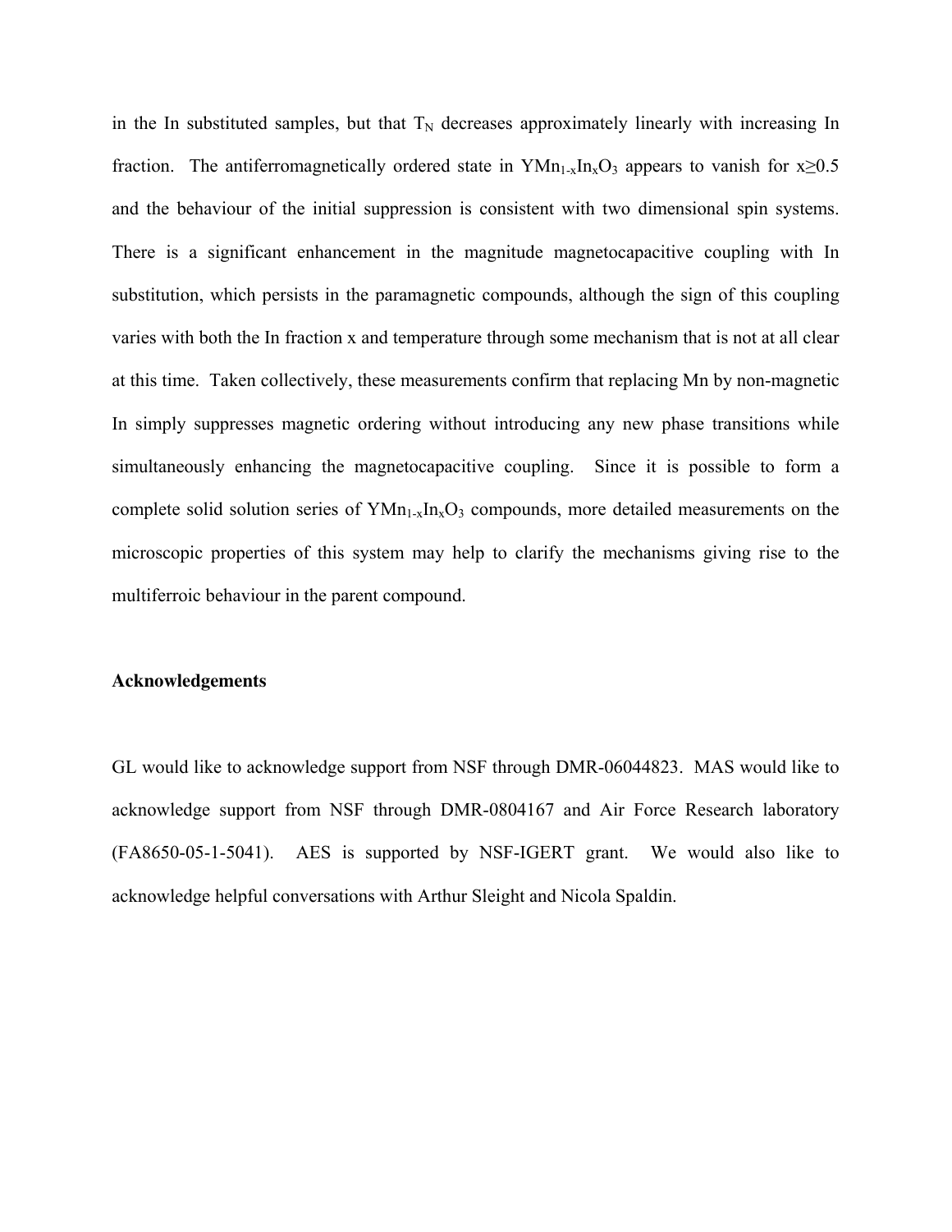in the In substituted samples, but that $T_N$ decreases approximately linearly with increasing In fraction. The antiferromagnetically ordered state in $YMn_{1-x}In_xO_3$ appears to vanish for $x \geq 0.5$ and the behaviour of the initial suppression is consistent with two dimensional spin systems. There is a significant enhancement in the magnitude magnetocapacitive coupling with In substitution, which persists in the paramagnetic compounds, although the sign of this coupling varies with both the In fraction x and temperature through some mechanism that is not at all clear at this time. Taken collectively, these measurements confirm that replacing Mn by non-magnetic In simply suppresses magnetic ordering without introducing any new phase transitions while simultaneously enhancing the magnetocapacitive coupling. Since it is possible to form a complete solid solution series of $YMn_{1-x}In_xO_3$ compounds, more detailed measurements on the microscopic properties of this system may help to clarify the mechanisms giving rise to the multiferroic behaviour in the parent compound.

**Acknowledgements**

GL would like to acknowledge support from NSF through DMR-06044823. MAS would like to acknowledge support from NSF through DMR-0804167 and Air Force Research laboratory (FA8650-05-1-5041). AES is supported by NSF-IGERT grant. We would also like to acknowledge helpful conversations with Arthur Sleight and Nicola Spaldin.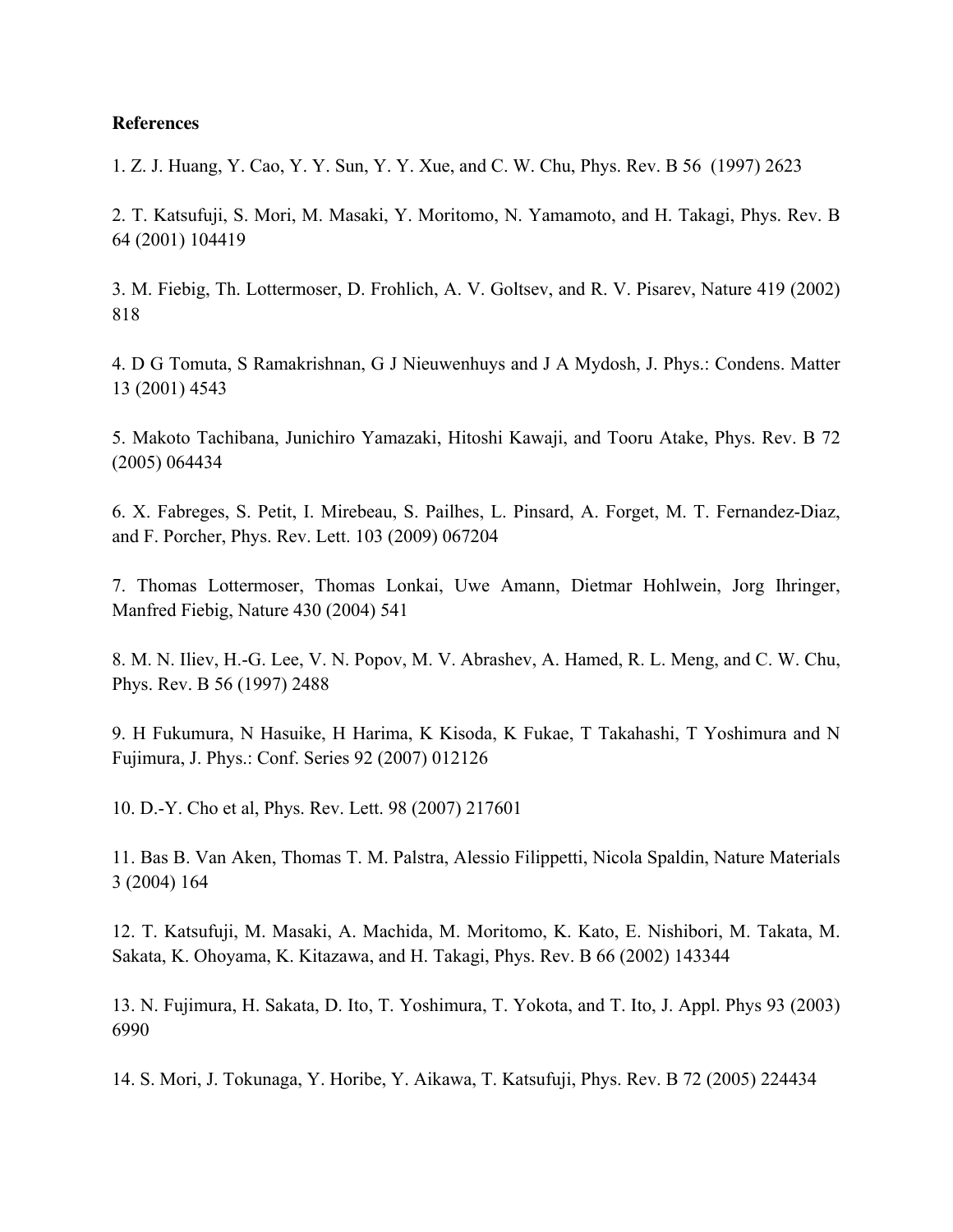**References**

1. Z. J. Huang, Y. Cao, Y. Y. Sun, Y. Y. Xue, and C. W. Chu, Phys. Rev. B 56 (1997) 2623

2. T. Katsufuji, S. Mori, M. Masaki, Y. Moritomo, N. Yamamoto, and H. Takagi, Phys. Rev. B 64 (2001) 104419

3. M. Fiebig, Th. Lottermoser, D. Frohlich, A. V. Goltsev, and R. V. Pisarev, Nature 419 (2002) 818

4. D G Tomuta, S Ramakrishnan, G J Nieuwenhuys and J A Mydosh, J. Phys.: Condens. Matter 13 (2001) 4543

5. Makoto Tachibana, Junichiro Yamazaki, Hitoshi Kawaji, and Tooru Atake, Phys. Rev. B 72 (2005) 064434

6. X. Fabreges, S. Petit, I. Mirebeau, S. Pailhes, L. Pinsard, A. Forget, M. T. Fernandez-Diaz, and F. Porcher, Phys. Rev. Lett. 103 (2009) 067204

7. Thomas Lottermoser, Thomas Lonkai, Uwe Amann, Dietmar Hohlwein, Jorg Ihringer, Manfred Fiebig, Nature 430 (2004) 541

8. M. N. Iliev, H.-G. Lee, V. N. Popov, M. V. Abrashev, A. Hamed, R. L. Meng, and C. W. Chu, Phys. Rev. B 56 (1997) 2488

9. H Fukumura, N Hasuike, H Harima, K Kisoda, K Fukae, T Takahashi, T Yoshimura and N Fujimura, J. Phys.: Conf. Series 92 (2007) 012126

10. D.-Y. Cho et al, Phys. Rev. Lett. 98 (2007) 217601

11. Bas B. Van Aken, Thomas T. M. Palstra, Alessio Filippetti, Nicola Spaldin, Nature Materials 3 (2004) 164

12. T. Katsufuji, M. Masaki, A. Machida, M. Moritomo, K. Kato, E. Nishibori, M. Takata, M. Sakata, K. Ohoyama, K. Kitazawa, and H. Takagi, Phys. Rev. B 66 (2002) 143344

13. N. Fujimura, H. Sakata, D. Ito, T. Yoshimura, T. Yokota, and T. Ito, J. Appl. Phys 93 (2003) 6990

14. S. Mori, J. Tokunaga, Y. Horibe, Y. Aikawa, T. Katsufuji, Phys. Rev. B 72 (2005) 224434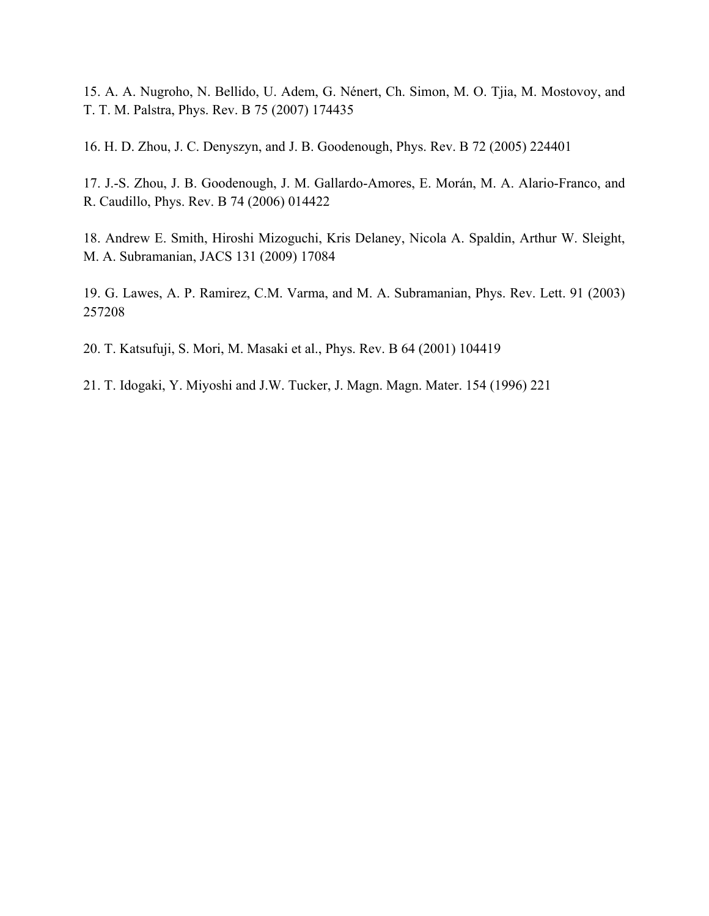15. A. A. Nugroho, N. Bellido, U. Adem, G. Nénert, Ch. Simon, M. O. Tjia, M. Mostovoy, and T. T. M. Palstra, Phys. Rev. B 75 (2007) 174435

16. H. D. Zhou, J. C. Denyszyn, and J. B. Goodenough, Phys. Rev. B 72 (2005) 224401

17. J.-S. Zhou, J. B. Goodenough, J. M. Gallardo-Amores, E. Morán, M. A. Alario-Franco, and R. Caudillo, Phys. Rev. B 74 (2006) 014422

18. Andrew E. Smith, Hiroshi Mizoguchi, Kris Delaney, Nicola A. Spaldin, Arthur W. Sleight, M. A. Subramanian, JACS 131 (2009) 17084

19. G. Lawes, A. P. Ramirez, C.M. Varma, and M. A. Subramanian, Phys. Rev. Lett. 91 (2003) 257208

20. T. Katsufuji, S. Mori, M. Masaki et al., Phys. Rev. B 64 (2001) 104419

21. T. Idogaki, Y. Miyoshi and J.W. Tucker, J. Magn. Magn. Mater. 154 (1996) 221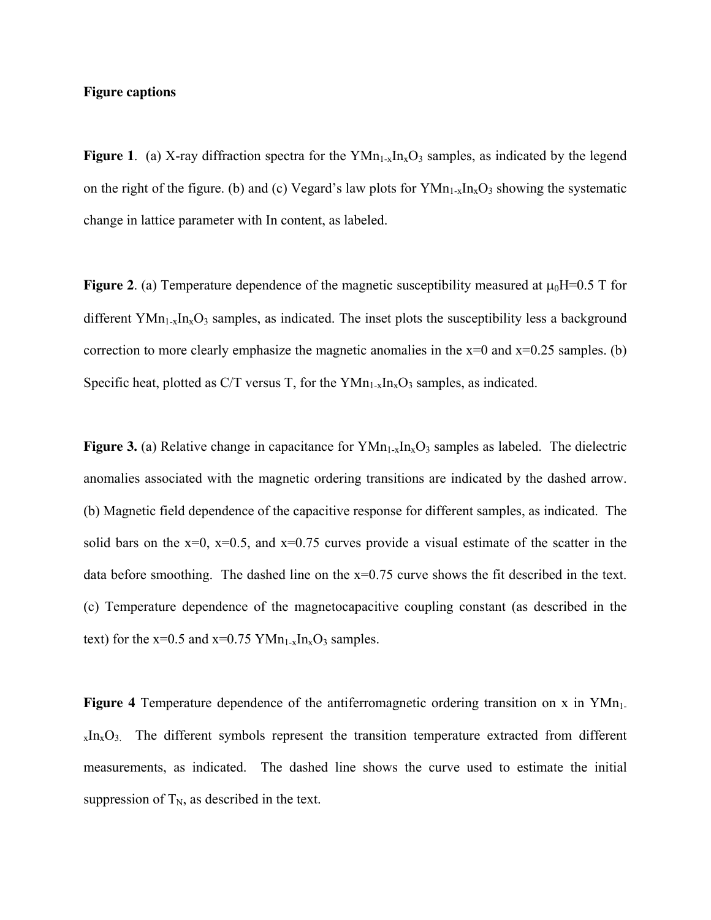**Figure captions**

**Figure 1**. (a) X-ray diffraction spectra for the $YMn_{1-x}In_xO_3$ samples, as indicated by the legend on the right of the figure. (b) and (c) Vegard's law plots for $YMn_{1-x}In_xO_3$ showing the systematic change in lattice parameter with In content, as labeled.

**Figure 2**. (a) Temperature dependence of the magnetic susceptibility measured at $\mu_0H$=0.5 T for different $YMn_{1-x}In_xO_3$ samples, as indicated. The inset plots the susceptibility less a background correction to more clearly emphasize the magnetic anomalies in the x=0 and x=0.25 samples. (b) Specific heat, plotted as C/T versus T, for the $YMn_{1-x}In_xO_3$ samples, as indicated.

**Figure 3.** (a) Relative change in capacitance for $YMn_{1-x}In_xO_3$ samples as labeled. The dielectric anomalies associated with the magnetic ordering transitions are indicated by the dashed arrow. (b) Magnetic field dependence of the capacitive response for different samples, as indicated. The solid bars on the x=0, x=0.5, and x=0.75 curves provide a visual estimate of the scatter in the data before smoothing. The dashed line on the x=0.75 curve shows the fit described in the text. (c) Temperature dependence of the magnetocapacitive coupling constant (as described in the text) for the x=0.5 and x=0.75 $YMn_{1-x}In_xO_3$ samples.

**Figure 4** Temperature dependence of the antiferromagnetic ordering transition on x in $YMn_{1-x}In_xO_3$. The different symbols represent the transition temperature extracted from different measurements, as indicated. The dashed line shows the curve used to estimate the initial suppression of $T_N$, as described in the text.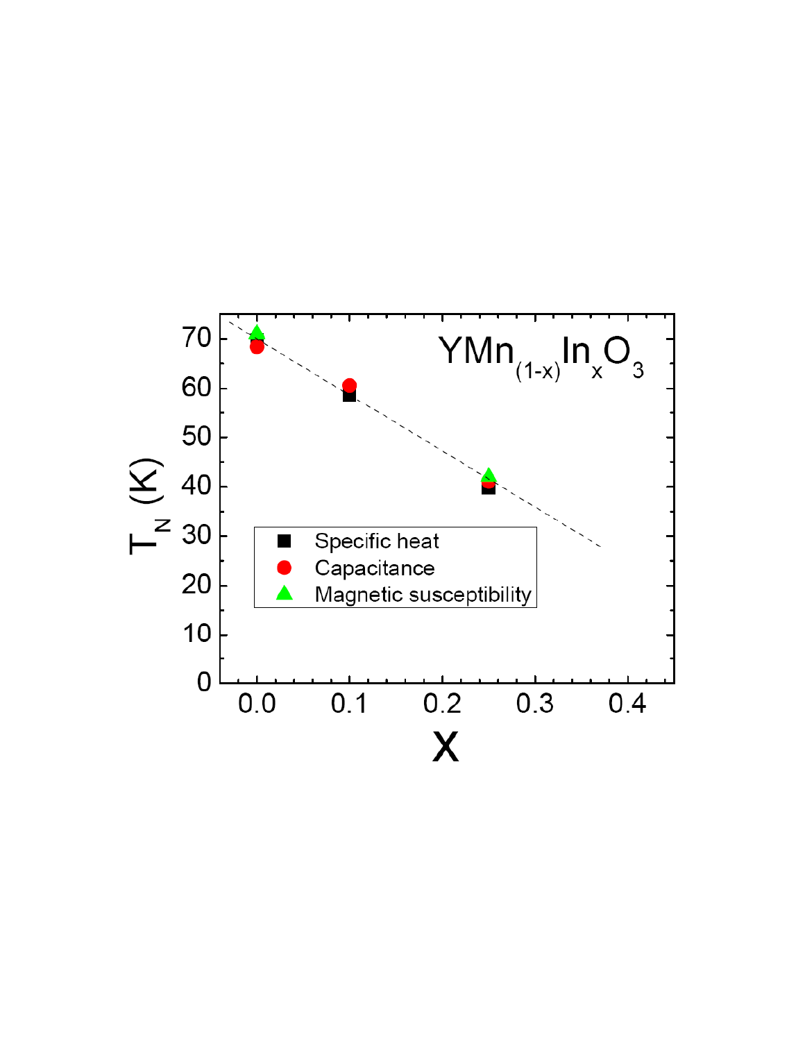$YMn_{(1-x)}In_xO_3$

$T_N$ (K)

x

0
10
20
30
40
50
60
70

0.0
0.1
0.2
0.3
0.4

Specific heat

Capacitance

Magnetic susceptibility